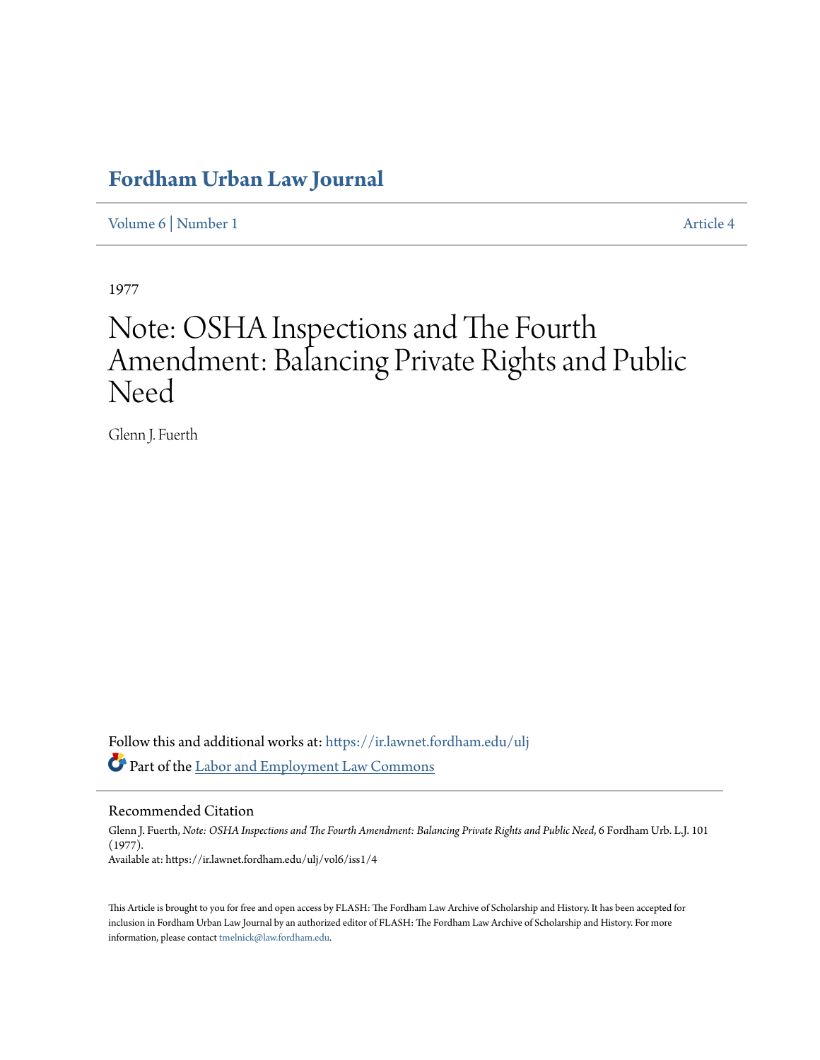# Fordham Urban Law Journal

Volume 6 | Number 1 Article 4

1977

# Note: OSHA Inspections and The Fourth Amendment: Balancing Private Rights and Public Need

Glenn J. Fuerth

Follow this and additional works at: https://ir.lawnet.fordham.edu/ulj

Part of the Labor and Employment Law Commons

## Recommended Citation

Glenn J. Fuerth, *Note: OSHA Inspections and The Fourth Amendment: Balancing Private Rights and Public Need*, 6 Fordham Urb. L.J. 101 (1977).
Available at: https://ir.lawnet.fordham.edu/ulj/vol6/iss1/4

This Article is brought to you for free and open access by FLASH: The Fordham Law Archive of Scholarship and History. It has been accepted for inclusion in Fordham Urban Law Journal by an authorized editor of FLASH: The Fordham Law Archive of Scholarship and History. For more information, please contact tmelnick@law.fordham.edu.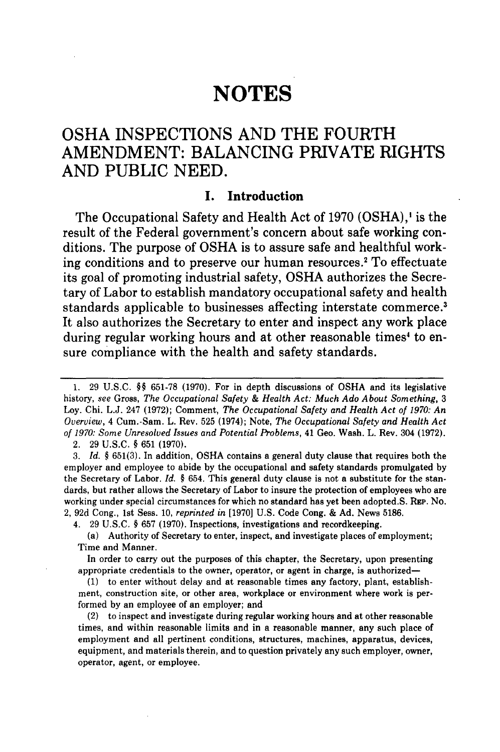# NOTES

## OSHA INSPECTIONS AND THE FOURTH AMENDMENT: BALANCING PRIVATE RIGHTS AND PUBLIC NEED.

### I. Introduction

The Occupational Safety and Health Act of 1970 (OSHA),[1] is the result of the Federal government's concern about safe working conditions. The purpose of OSHA is to assure safe and healthful working conditions and to preserve our human resources.[2] To effectuate its goal of promoting industrial safety, OSHA authorizes the Secretary of Labor to establish mandatory occupational safety and health standards applicable to businesses affecting interstate commerce.[3] It also authorizes the Secretary to enter and inspect any work place during regular working hours and at other reasonable times[4] to ensure compliance with the health and safety standards.

---

1. 29 U.S.C. §§ 651-78 (1970). For in depth discussions of OSHA and its legislative history, *see* Gross, *The Occupational Safety & Health Act: Much Ado About Something*, 3 Loy. Chi. L.J. 247 (1972); Comment, *The Occupational Safety and Health Act of 1970: An Overview*, 4 Cum.-Sam. L. Rev. 525 (1974); Note, *The Occupational Safety and Health Act of 1970: Some Unresolved Issues and Potential Problems*, 41 Geo. Wash. L. Rev. 304 (1972).

2. 29 U.S.C. § 651 (1970).

3. *Id.* § 651(3). In addition, OSHA contains a general duty clause that requires both the employer and employee to abide by the occupational and safety standards promulgated by the Secretary of Labor. *Id.* § 654. This general duty clause is not a substitute for the standards, but rather allows the Secretary of Labor to insure the protection of employees who are working under special circumstances for which no standard has yet been adopted.S. REP. No. 2, 92d Cong., 1st Sess. 10, *reprinted in* [1970] U.S. Code Cong. & Ad. News 5186.

4. 29 U.S.C. § 657 (1970). Inspections, investigations and recordkeeping.

(a) Authority of Secretary to enter, inspect, and investigate places of employment; Time and Manner.

In order to carry out the purposes of this chapter, the Secretary, upon presenting appropriate credentials to the owner, operator, or agent in charge, is authorized—

(1) to enter without delay and at reasonable times any factory, plant, establishment, construction site, or other area, workplace or environment where work is performed by an employee of an employer; and

(2) to inspect and investigate during regular working hours and at other reasonable times, and within reasonable limits and in a reasonable manner, any such place of employment and all pertinent conditions, structures, machines, apparatus, devices, equipment, and materials therein, and to question privately any such employer, owner, operator, agent, or employee.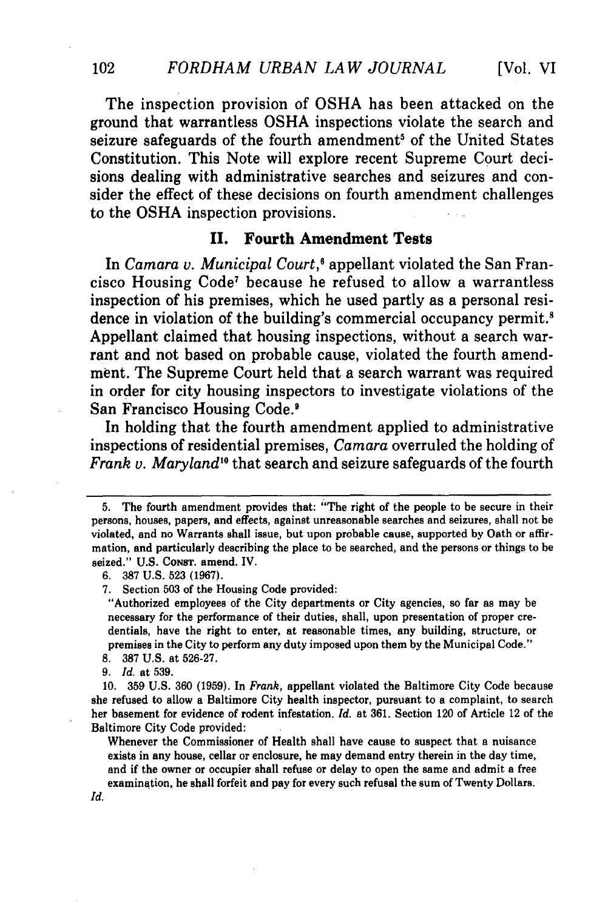The inspection provision of OSHA has been attacked on the ground that warrantless OSHA inspections violate the search and seizure safeguards of the fourth amendment[5] of the United States Constitution. This Note will explore recent Supreme Court decisions dealing with administrative searches and seizures and consider the effect of these decisions on fourth amendment challenges to the OSHA inspection provisions.

## II. Fourth Amendment Tests

In *Camara v. Municipal Court*,[6] appellant violated the San Francisco Housing Code[7] because he refused to allow a warrantless inspection of his premises, which he used partly as a personal residence in violation of the building's commercial occupancy permit.[8] Appellant claimed that housing inspections, without a search warrant and not based on probable cause, violated the fourth amendment. The Supreme Court held that a search warrant was required in order for city housing inspectors to investigate violations of the San Francisco Housing Code.[9]

In holding that the fourth amendment applied to administrative inspections of residential premises, *Camara* overruled the holding of *Frank v. Maryland*[10] that search and seizure safeguards of the fourth

---

5. The fourth amendment provides that: "The right of the people to be secure in their persons, houses, papers, and effects, against unreasonable searches and seizures, shall not be violated, and no Warrants shall issue, but upon probable cause, supported by Oath or affirmation, and particularly describing the place to be searched, and the persons or things to be seized." U.S. CONST. amend. IV.

6. 387 U.S. 523 (1967).

7. Section 503 of the Housing Code provided:

"Authorized employees of the City departments or City agencies, so far as may be necessary for the performance of their duties, shall, upon presentation of proper credentials, have the right to enter, at reasonable times, any building, structure, or premises in the City to perform any duty imposed upon them by the Municipal Code."

8. 387 U.S. at 526-27.

9. *Id.* at 539.

10. 359 U.S. 360 (1959). In *Frank*, appellant violated the Baltimore City Code because she refused to allow a Baltimore City health inspector, pursuant to a complaint, to search her basement for evidence of rodent infestation. *Id.* at 361. Section 120 of Article 12 of the Baltimore City Code provided:

> Whenever the Commissioner of Health shall have cause to suspect that a nuisance exists in any house, cellar or enclosure, he may demand entry therein in the day time, and if the owner or occupier shall refuse or delay to open the same and admit a free examination, he shall forfeit and pay for every such refusal the sum of Twenty Dollars.

*Id.*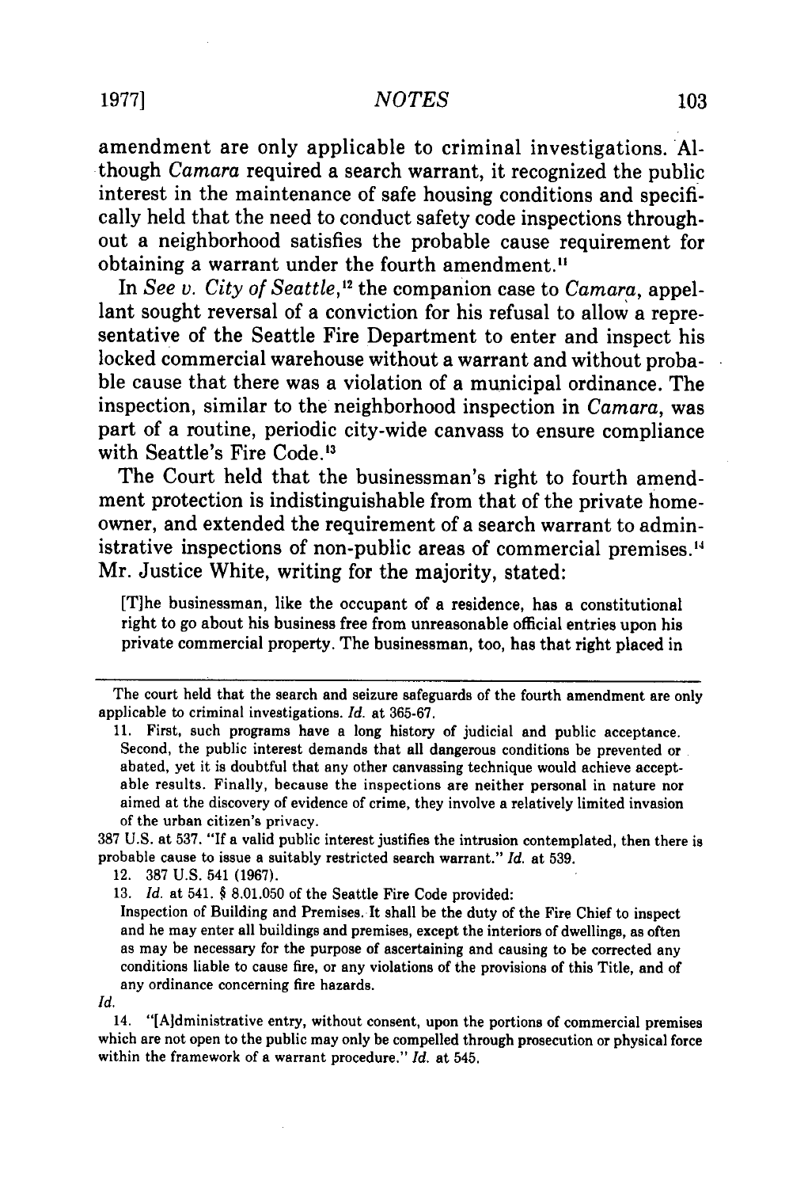amendment are only applicable to criminal investigations. Although *Camara* required a search warrant, it recognized the public interest in the maintenance of safe housing conditions and specifically held that the need to conduct safety code inspections throughout a neighborhood satisfies the probable cause requirement for obtaining a warrant under the fourth amendment.[11]

In *See v. City of Seattle*,[12] the companion case to *Camara*, appellant sought reversal of a conviction for his refusal to allow a representative of the Seattle Fire Department to enter and inspect his locked commercial warehouse without a warrant and without probable cause that there was a violation of a municipal ordinance. The inspection, similar to the neighborhood inspection in *Camara*, was part of a routine, periodic city-wide canvass to ensure compliance with Seattle's Fire Code.[13]

The Court held that the businessman's right to fourth amendment protection is indistinguishable from that of the private homeowner, and extended the requirement of a search warrant to administrative inspections of non-public areas of commercial premises.[14] Mr. Justice White, writing for the majority, stated:

> [T]he businessman, like the occupant of a residence, has a constitutional right to go about his business free from unreasonable official entries upon his private commercial property. The businessman, too, has that right placed in

---

The court held that the search and seizure safeguards of the fourth amendment are only applicable to criminal investigations. *Id.* at 365-67.

11. First, such programs have a long history of judicial and public acceptance. Second, the public interest demands that all dangerous conditions be prevented or abated, yet it is doubtful that any other canvassing technique would achieve acceptable results. Finally, because the inspections are neither personal in nature nor aimed at the discovery of evidence of crime, they involve a relatively limited invasion of the urban citizen's privacy.

387 U.S. at 537. "If a valid public interest justifies the intrusion contemplated, then there is probable cause to issue a suitably restricted search warrant." *Id.* at 539.

12. 387 U.S. 541 (1967).

13. *Id.* at 541. § 8.01.050 of the Seattle Fire Code provided:

Inspection of Building and Premises. It shall be the duty of the Fire Chief to inspect and he may enter all buildings and premises, except the interiors of dwellings, as often as may be necessary for the purpose of ascertaining and causing to be corrected any conditions liable to cause fire, or any violations of the provisions of this Title, and of any ordinance concerning fire hazards.

*Id.*

14. "[A]dministrative entry, without consent, upon the portions of commercial premises which are not open to the public may only be compelled through prosecution or physical force within the framework of a warrant procedure." *Id.* at 545.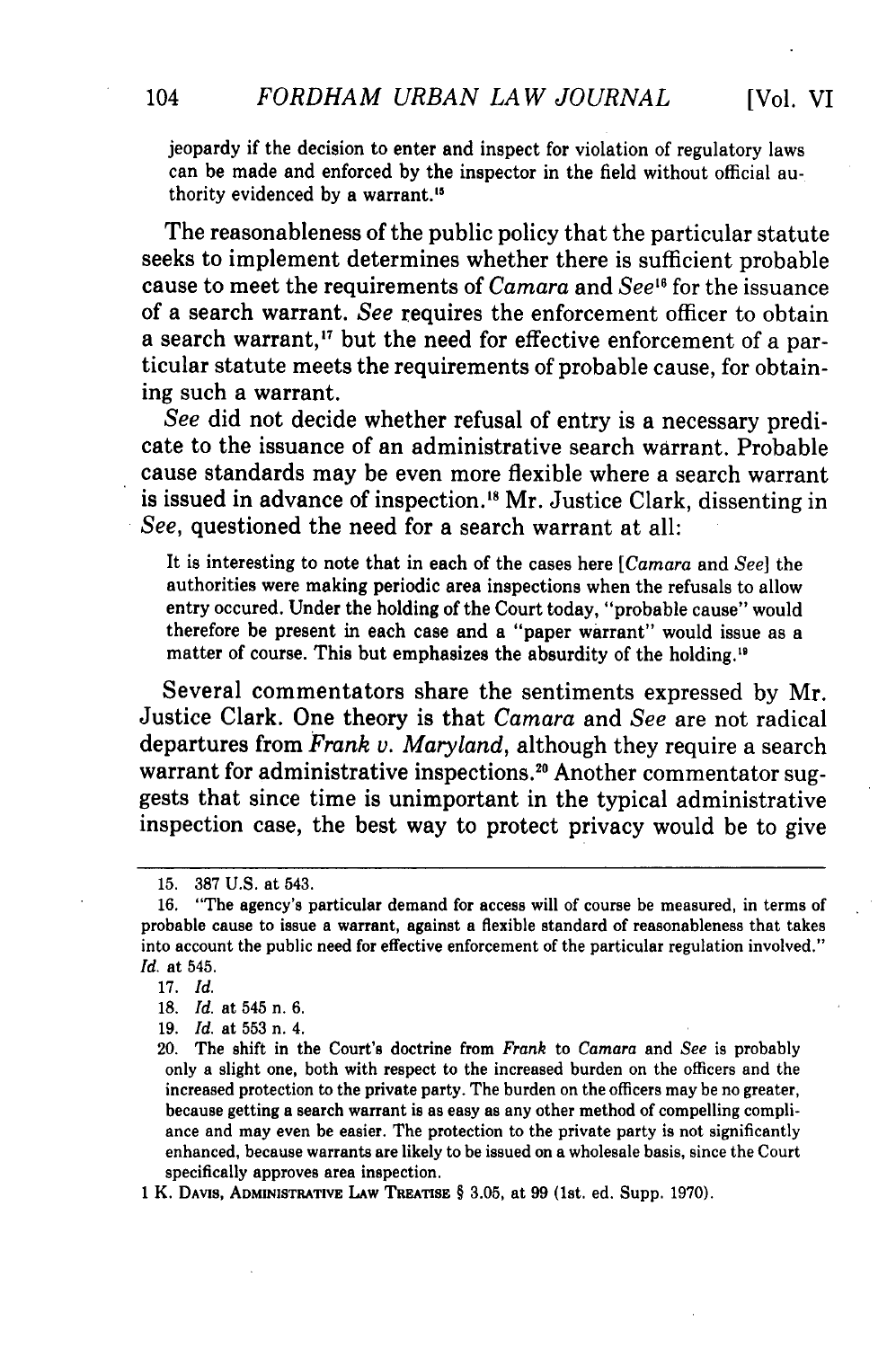jeopardy if the decision to enter and inspect for violation of regulatory laws can be made and enforced by the inspector in the field without official authority evidenced by a warrant.[15]

The reasonableness of the public policy that the particular statute seeks to implement determines whether there is sufficient probable cause to meet the requirements of *Camara* and *See*[16] for the issuance of a search warrant. *See* requires the enforcement officer to obtain a search warrant,[17] but the need for effective enforcement of a particular statute meets the requirements of probable cause, for obtaining such a warrant.

*See* did not decide whether refusal of entry is a necessary predicate to the issuance of an administrative search warrant. Probable cause standards may be even more flexible where a search warrant is issued in advance of inspection.[18] Mr. Justice Clark, dissenting in *See*, questioned the need for a search warrant at all:

> It is interesting to note that in each of the cases here [*Camara* and *See*] the authorities were making periodic area inspections when the refusals to allow entry occured. Under the holding of the Court today, "probable cause" would therefore be present in each case and a "paper warrant" would issue as a matter of course. This but emphasizes the absurdity of the holding.[19]

Several commentators share the sentiments expressed by Mr. Justice Clark. One theory is that *Camara* and *See* are not radical departures from *Frank v. Maryland*, although they require a search warrant for administrative inspections.[20] Another commentator suggests that since time is unimportant in the typical administrative inspection case, the best way to protect privacy would be to give

---

15. 387 U.S. at 543.

16. "The agency's particular demand for access will of course be measured, in terms of probable cause to issue a warrant, against a flexible standard of reasonableness that takes into account the public need for effective enforcement of the particular regulation involved." *Id.* at 545.

17. *Id.*

18. *Id.* at 545 n. 6.

19. *Id.* at 553 n. 4.

20. The shift in the Court's doctrine from *Frank* to *Camara* and *See* is probably only a slight one, both with respect to the increased burden on the officers and the increased protection to the private party. The burden on the officers may be no greater, because getting a search warrant is as easy as any other method of compelling compliance and may even be easier. The protection to the private party is not significantly enhanced, because warrants are likely to be issued on a wholesale basis, since the Court specifically approves area inspection.

1 K. Davis, Administrative Law Treatise § 3.05, at 99 (1st. ed. Supp. 1970).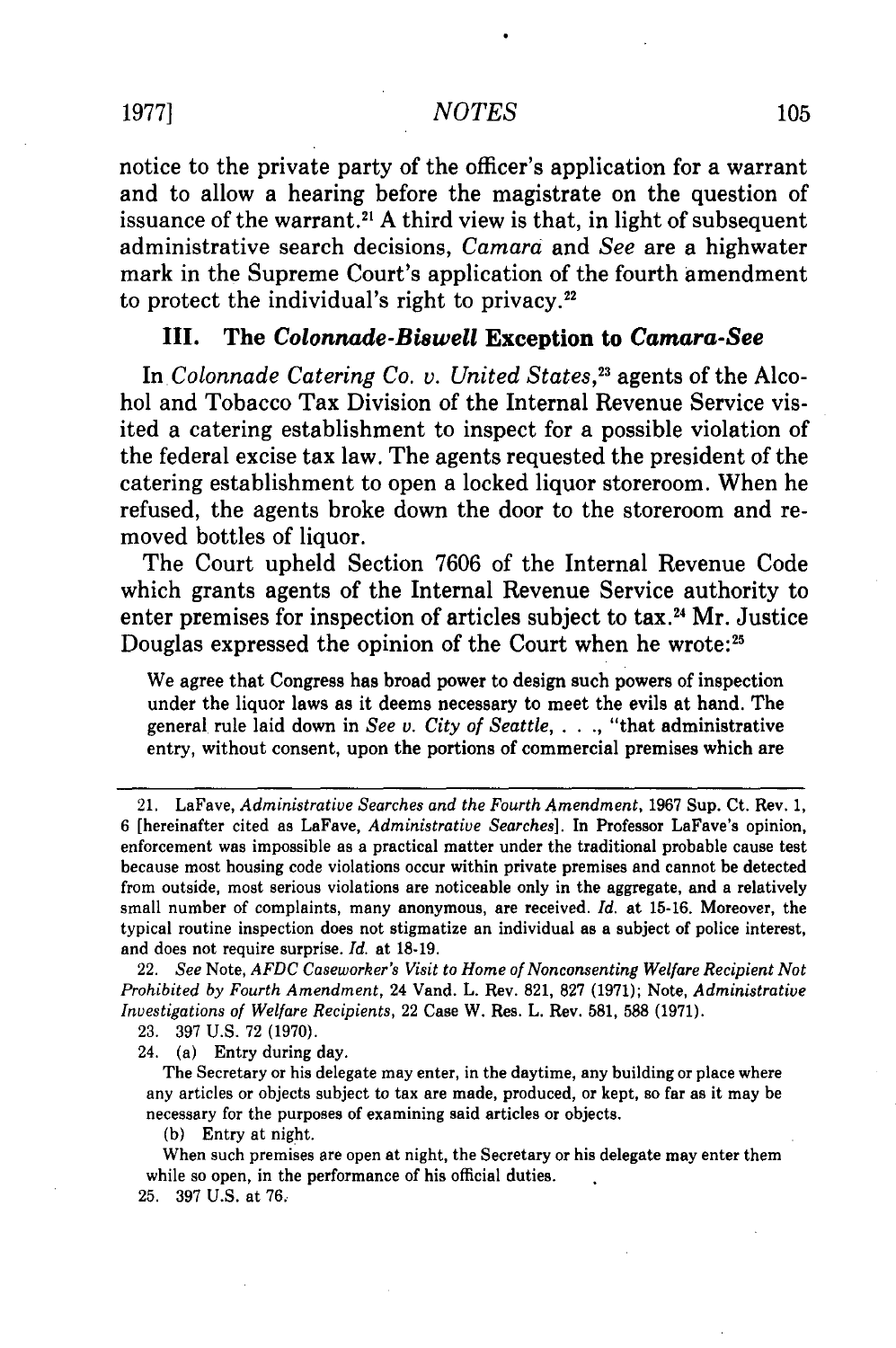notice to the private party of the officer's application for a warrant and to allow a hearing before the magistrate on the question of issuance of the warrant.[21] A third view is that, in light of subsequent administrative search decisions, *Camara* and *See* are a highwater mark in the Supreme Court's application of the fourth amendment to protect the individual's right to privacy.[22]

## III. The *Colonnade-Biswell* Exception to *Camara-See*

In *Colonnade Catering Co. v. United States*,[23] agents of the Alcohol and Tobacco Tax Division of the Internal Revenue Service visited a catering establishment to inspect for a possible violation of the federal excise tax law. The agents requested the president of the catering establishment to open a locked liquor storeroom. When he refused, the agents broke down the door to the storeroom and removed bottles of liquor.

The Court upheld Section 7606 of the Internal Revenue Code which grants agents of the Internal Revenue Service authority to enter premises for inspection of articles subject to tax.[24] Mr. Justice Douglas expressed the opinion of the Court when he wrote:[25]

> We agree that Congress has broad power to design such powers of inspection under the liquor laws as it deems necessary to meet the evils at hand. The general rule laid down in *See v. City of Seattle*, . . ., "that administrative entry, without consent, upon the portions of commercial premises which are

---

21. LaFave, *Administrative Searches and the Fourth Amendment*, 1967 Sup. Ct. Rev. 1, 6 [hereinafter cited as LaFave, *Administrative Searches*]. In Professor LaFave's opinion, enforcement was impossible as a practical matter under the traditional probable cause test because most housing code violations occur within private premises and cannot be detected from outside, most serious violations are noticeable only in the aggregate, and a relatively small number of complaints, many anonymous, are received. *Id.* at 15-16. Moreover, the typical routine inspection does not stigmatize an individual as a subject of police interest, and does not require surprise. *Id.* at 18-19.

22. *See* Note, *AFDC Caseworker's Visit to Home of Nonconsenting Welfare Recipient Not Prohibited by Fourth Amendment*, 24 Vand. L. Rev. 821, 827 (1971); Note, *Administrative Investigations of Welfare Recipients*, 22 Case W. Res. L. Rev. 581, 588 (1971).

23. 397 U.S. 72 (1970).

24. (a) Entry during day.

> The Secretary or his delegate may enter, in the daytime, any building or place where any articles or objects subject to tax are made, produced, or kept, so far as it may be necessary for the purposes of examining said articles or objects.
>
> (b) Entry at night.
>
> When such premises are open at night, the Secretary or his delegate may enter them while so open, in the performance of his official duties.

25. 397 U.S. at 76.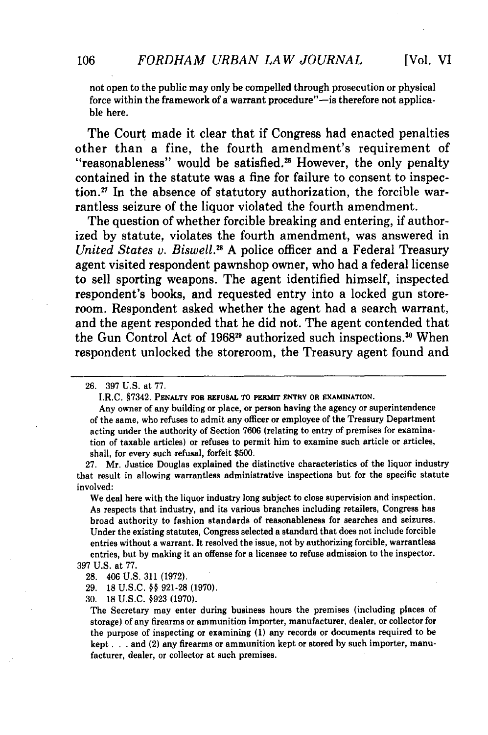not open to the public may only be compelled through prosecution or physical force within the framework of a warrant procedure"—is therefore not applicable here.

The Court made it clear that if Congress had enacted penalties other than a fine, the fourth amendment's requirement of "reasonableness" would be satisfied.[26] However, the only penalty contained in the statute was a fine for failure to consent to inspection.[27] In the absence of statutory authorization, the forcible warrantless seizure of the liquor violated the fourth amendment.

The question of whether forcible breaking and entering, if authorized by statute, violates the fourth amendment, was answered in *United States v. Biswell*.[28] A police officer and a Federal Treasury agent visited respondent pawnshop owner, who had a federal license to sell sporting weapons. The agent identified himself, inspected respondent's books, and requested entry into a locked gun storeroom. Respondent asked whether the agent had a search warrant, and the agent responded that he did not. The agent contended that the Gun Control Act of 1968[29] authorized such inspections.[30] When respondent unlocked the storeroom, the Treasury agent found and

---

26. 397 U.S. at 77.

I.R.C. §7342. PENALTY FOR REFUSAL TO PERMIT ENTRY OR EXAMINATION.

Any owner of any building or place, or person having the agency or superintendence of the same, who refuses to admit any officer or employee of the Treasury Department acting under the authority of Section 7606 (relating to entry of premises for examination of taxable articles) or refuses to permit him to examine such article or articles, shall, for every such refusal, forfeit $500.

27. Mr. Justice Douglas explained the distinctive characteristics of the liquor industry that result in allowing warrantless administrative inspections but for the specific statute involved:

We deal here with the liquor industry long subject to close supervision and inspection. As respects that industry, and its various branches including retailers, Congress has broad authority to fashion standards of reasonableness for searches and seizures. Under the existing statutes, Congress selected a standard that does not include forcible entries without a warrant. It resolved the issue, not by authorizing forcible, warrantless entries, but by making it an offense for a licensee to refuse admission to the inspector.

397 U.S. at 77.

28. 406 U.S. 311 (1972).

29. 18 U.S.C. §§ 921-28 (1970).

30. 18 U.S.C. §923 (1970).

The Secretary may enter during business hours the premises (including places of storage) of any firearms or ammunition importer, manufacturer, dealer, or collector for the purpose of inspecting or examining (1) any records or documents required to be kept . . . and (2) any firearms or ammunition kept or stored by such importer, manufacturer, dealer, or collector at such premises.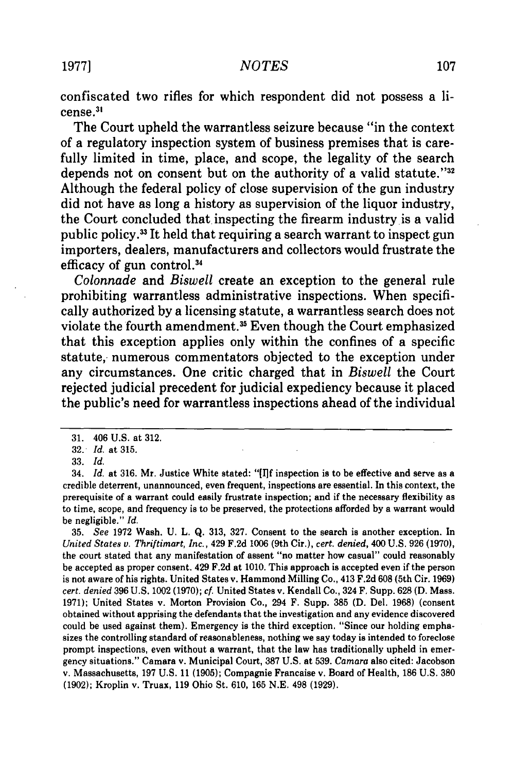confiscated two rifles for which respondent did not possess a license.[31]

The Court upheld the warrantless seizure because "in the context of a regulatory inspection system of business premises that is carefully limited in time, place, and scope, the legality of the search depends not on consent but on the authority of a valid statute."[32] Although the federal policy of close supervision of the gun industry did not have as long a history as supervision of the liquor industry, the Court concluded that inspecting the firearm industry is a valid public policy.[33] It held that requiring a search warrant to inspect gun importers, dealers, manufacturers and collectors would frustrate the efficacy of gun control.[34]

*Colonnade* and *Biswell* create an exception to the general rule prohibiting warrantless administrative inspections. When specifically authorized by a licensing statute, a warrantless search does not violate the fourth amendment.[35] Even though the Court emphasized that this exception applies only within the confines of a specific statute, numerous commentators objected to the exception under any circumstances. One critic charged that in *Biswell* the Court rejected judicial precedent for judicial expediency because it placed the public's need for warrantless inspections ahead of the individual

---

31. 406 U.S. at 312.

32. *Id.* at 315.

33. *Id.*

34. *Id.* at 316. Mr. Justice White stated: "[I]f inspection is to be effective and serve as a credible deterrent, unannounced, even frequent, inspections are essential. In this context, the prerequisite of a warrant could easily frustrate inspection; and if the necessary flexibility as to time, scope, and frequency is to be preserved, the protections afforded by a warrant would be negligible." *Id.*

35. *See* 1972 Wash. U. L. Q. 313, 327. Consent to the search is another exception. In *United States v. Thriftimart, Inc.*, 429 F.2d 1006 (9th Cir.), *cert. denied*, 400 U.S. 926 (1970), the court stated that any manifestation of assent "no matter how casual" could reasonably be accepted as proper consent. 429 F.2d at 1010. This approach is accepted even if the person is not aware of his rights. United States v. Hammond Milling Co., 413 F.2d 608 (5th Cir. 1969) *cert. denied* 396 U.S. 1002 (1970); *cf.* United States v. Kendall Co., 324 F. Supp. 628 (D. Mass. 1971); United States v. Morton Provision Co., 294 F. Supp. 385 (D. Del. 1968) (consent obtained without apprising the defendants that the investigation and any evidence discovered could be used against them). Emergency is the third exception. "Since our holding emphasizes the controlling standard of reasonableness, nothing we say today is intended to foreclose prompt inspections, even without a warrant, that the law has traditionally upheld in emergency situations." Camara v. Municipal Court, 387 U.S. at 539. *Camara* also cited: Jacobson v. Massachusetts, 197 U.S. 11 (1905); Compagnie Francaise v. Board of Health, 186 U.S. 380 (1902); Kroplin v. Truax, 119 Ohio St. 610, 165 N.E. 498 (1929).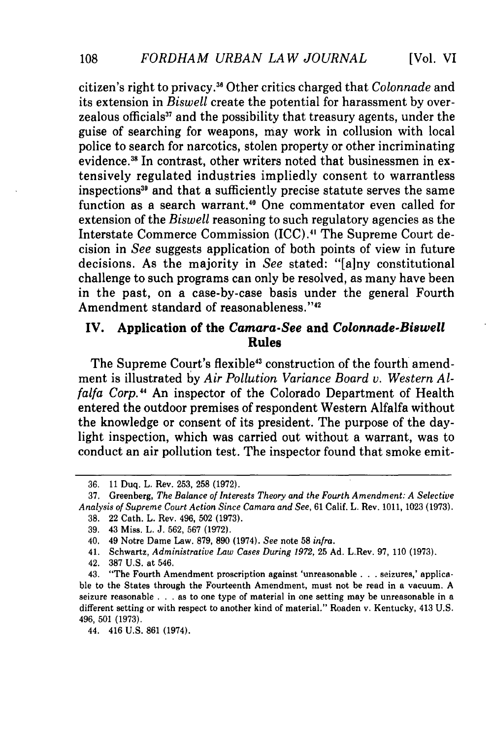citizen's right to privacy.[36] Other critics charged that *Colonnade* and its extension in *Biswell* create the potential for harassment by overzealous officials[37] and the possibility that treasury agents, under the guise of searching for weapons, may work in collusion with local police to search for narcotics, stolen property or other incriminating evidence.[38] In contrast, other writers noted that businessmen in extensively regulated industries impliedly consent to warrantless inspections[39] and that a sufficiently precise statute serves the same function as a search warrant.[40] One commentator even called for extension of the *Biswell* reasoning to such regulatory agencies as the Interstate Commerce Commission (ICC).[41] The Supreme Court decision in *See* suggests application of both points of view in future decisions. As the majority in *See* stated: "[a]ny constitutional challenge to such programs can only be resolved, as many have been in the past, on a case-by-case basis under the general Fourth Amendment standard of reasonableness."[42]

## IV. Application of the *Camara-See* and *Colonnade-Biswell* Rules

The Supreme Court's flexible[43] construction of the fourth amendment is illustrated by *Air Pollution Variance Board v. Western Alfalfa Corp.*[44] An inspector of the Colorado Department of Health entered the outdoor premises of respondent Western Alfalfa without the knowledge or consent of its president. The purpose of the daylight inspection, which was carried out without a warrant, was to conduct an air pollution test. The inspector found that smoke emit-

---

36. 11 Duq. L. Rev. 253, 258 (1972).

37. Greenberg, *The Balance of Interests Theory and the Fourth Amendment: A Selective Analysis of Supreme Court Action Since Camara and See*, 61 Calif. L. Rev. 1011, 1023 (1973).

38. 22 Cath. L. Rev. 496, 502 (1973).

39. 43 Miss. L. J. 562, 567 (1972).

40. 49 Notre Dame Law. 879, 890 (1974). *See* note 58 *infra*.

41. Schwartz, *Administrative Law Cases During 1972*, 25 Ad. L.Rev. 97, 110 (1973).

42. 387 U.S. at 546.

43. "The Fourth Amendment proscription against 'unreasonable . . . seizures,' applicable to the States through the Fourteenth Amendment, must not be read in a vacuum. A seizure reasonable . . . as to one type of material in one setting may be unreasonable in a different setting or with respect to another kind of material." Roaden v. Kentucky, 413 U.S. 496, 501 (1973).

44. 416 U.S. 861 (1974).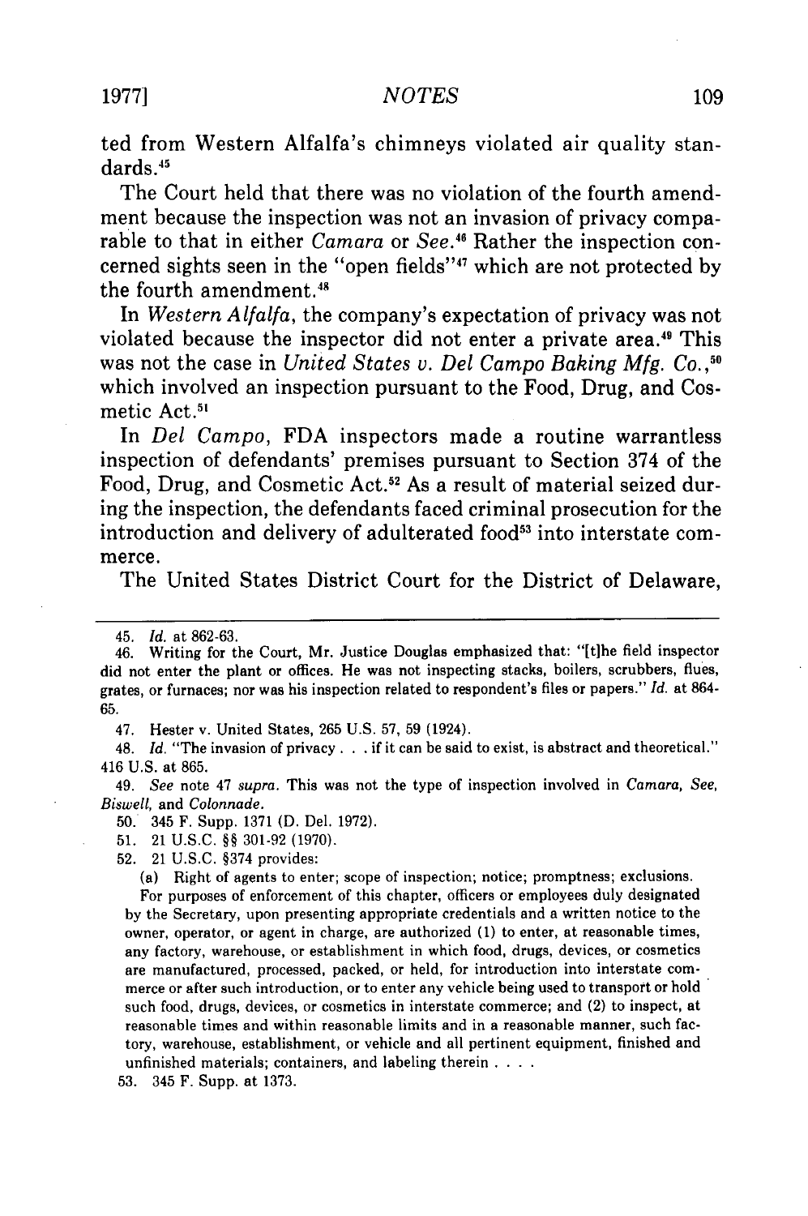ted from Western Alfalfa's chimneys violated air quality standards.[45]

The Court held that there was no violation of the fourth amendment because the inspection was not an invasion of privacy comparable to that in either *Camara* or *See*.[46] Rather the inspection concerned sights seen in the "open fields"[47] which are not protected by the fourth amendment.[48]

In *Western Alfalfa*, the company's expectation of privacy was not violated because the inspector did not enter a private area.[49] This was not the case in *United States v. Del Campo Baking Mfg. Co.*,[50] which involved an inspection pursuant to the Food, Drug, and Cosmetic Act.[51]

In *Del Campo*, FDA inspectors made a routine warrantless inspection of defendants' premises pursuant to Section 374 of the Food, Drug, and Cosmetic Act.[52] As a result of material seized during the inspection, the defendants faced criminal prosecution for the introduction and delivery of adulterated food[53] into interstate commerce.

The United States District Court for the District of Delaware,

---

45. *Id.* at 862-63.

46. Writing for the Court, Mr. Justice Douglas emphasized that: "[t]he field inspector did not enter the plant or offices. He was not inspecting stacks, boilers, scrubbers, flues, grates, or furnaces; nor was his inspection related to respondent's files or papers." *Id.* at 864-65.

47. Hester v. United States, 265 U.S. 57, 59 (1924).

48. *Id.* "The invasion of privacy . . . if it can be said to exist, is abstract and theoretical." 416 U.S. at 865.

49. *See* note 47 *supra*. This was not the type of inspection involved in *Camara*, *See*, *Biswell*, and *Colonnade*.

50. 345 F. Supp. 1371 (D. Del. 1972).

51. 21 U.S.C. §§ 301-92 (1970).

52. 21 U.S.C. §374 provides:

(a) Right of agents to enter; scope of inspection; notice; promptness; exclusions.

For purposes of enforcement of this chapter, officers or employees duly designated by the Secretary, upon presenting appropriate credentials and a written notice to the owner, operator, or agent in charge, are authorized (1) to enter, at reasonable times, any factory, warehouse, or establishment in which food, drugs, devices, or cosmetics are manufactured, processed, packed, or held, for introduction into interstate commerce or after such introduction, or to enter any vehicle being used to transport or hold such food, drugs, devices, or cosmetics in interstate commerce; and (2) to inspect, at reasonable times and within reasonable limits and in a reasonable manner, such factory, warehouse, establishment, or vehicle and all pertinent equipment, finished and unfinished materials; containers, and labeling therein . . . .

53. 345 F. Supp. at 1373.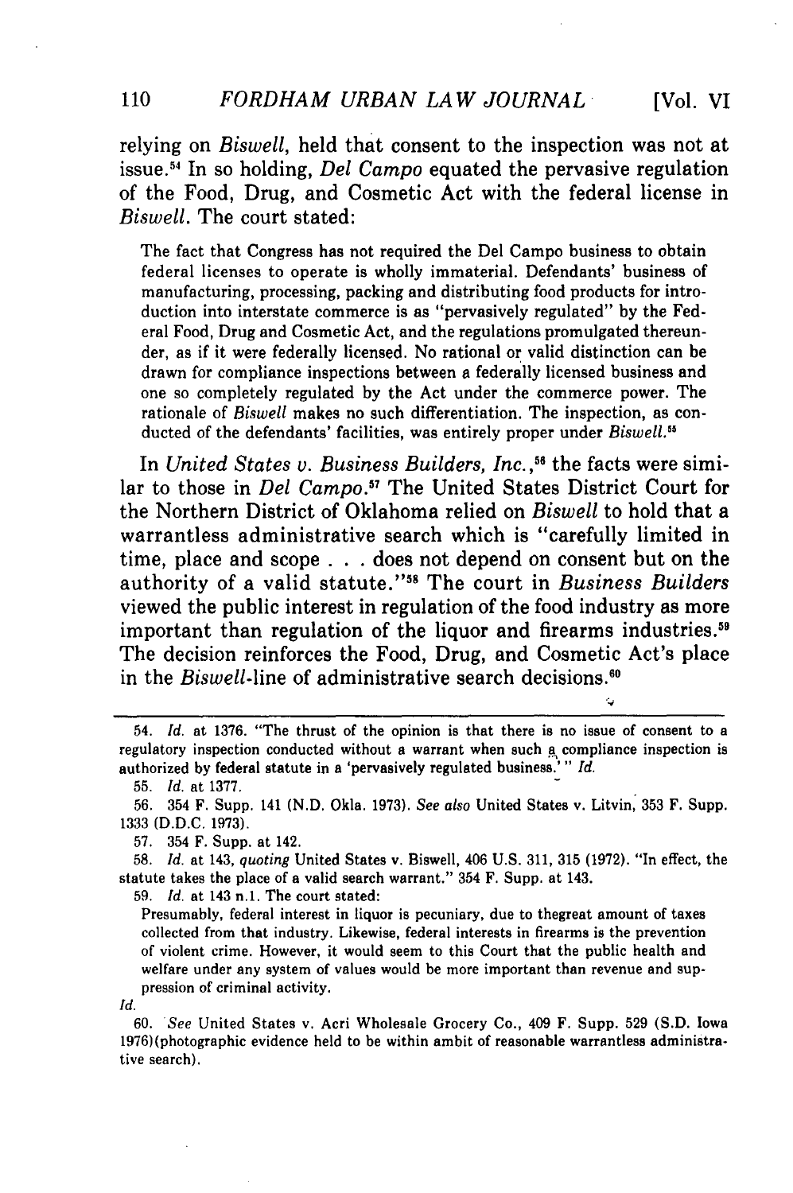relying on *Biswell*, held that consent to the inspection was not at issue.[54] In so holding, *Del Campo* equated the pervasive regulation of the Food, Drug, and Cosmetic Act with the federal license in *Biswell*. The court stated:

> The fact that Congress has not required the Del Campo business to obtain federal licenses to operate is wholly immaterial. Defendants' business of manufacturing, processing, packing and distributing food products for introduction into interstate commerce is as "pervasively regulated" by the Federal Food, Drug and Cosmetic Act, and the regulations promulgated thereunder, as if it were federally licensed. No rational or valid distinction can be drawn for compliance inspections between a federally licensed business and one so completely regulated by the Act under the commerce power. The rationale of *Biswell* makes no such differentiation. The inspection, as conducted of the defendants' facilities, was entirely proper under *Biswell*.[55]

In *United States v. Business Builders, Inc.*,[56] the facts were similar to those in *Del Campo*.[57] The United States District Court for the Northern District of Oklahoma relied on *Biswell* to hold that a warrantless administrative search which is "carefully limited in time, place and scope . . . does not depend on consent but on the authority of a valid statute."[58] The court in *Business Builders* viewed the public interest in regulation of the food industry as more important than regulation of the liquor and firearms industries.[59] The decision reinforces the Food, Drug, and Cosmetic Act's place in the *Biswell*-line of administrative search decisions.[60]

---

54. *Id.* at 1376. "The thrust of the opinion is that there is no issue of consent to a regulatory inspection conducted without a warrant when such a compliance inspection is authorized by federal statute in a 'pervasively regulated business.' " *Id.*

55. *Id.* at 1377.

56. 354 F. Supp. 141 (N.D. Okla. 1973). *See also* United States v. Litvin, 353 F. Supp. 1333 (D.D.C. 1973).

57. 354 F. Supp. at 142.

58. *Id.* at 143, *quoting* United States v. Biswell, 406 U.S. 311, 315 (1972). "In effect, the statute takes the place of a valid search warrant." 354 F. Supp. at 143.

59. *Id.* at 143 n.1. The court stated:

> Presumably, federal interest in liquor is pecuniary, due to thegreat amount of taxes collected from that industry. Likewise, federal interests in firearms is the prevention of violent crime. However, it would seem to this Court that the public health and welfare under any system of values would be more important than revenue and suppression of criminal activity.

*Id.*

60. *See* United States v. Acri Wholesale Grocery Co., 409 F. Supp. 529 (S.D. Iowa 1976)(photographic evidence held to be within ambit of reasonable warrantless administrative search).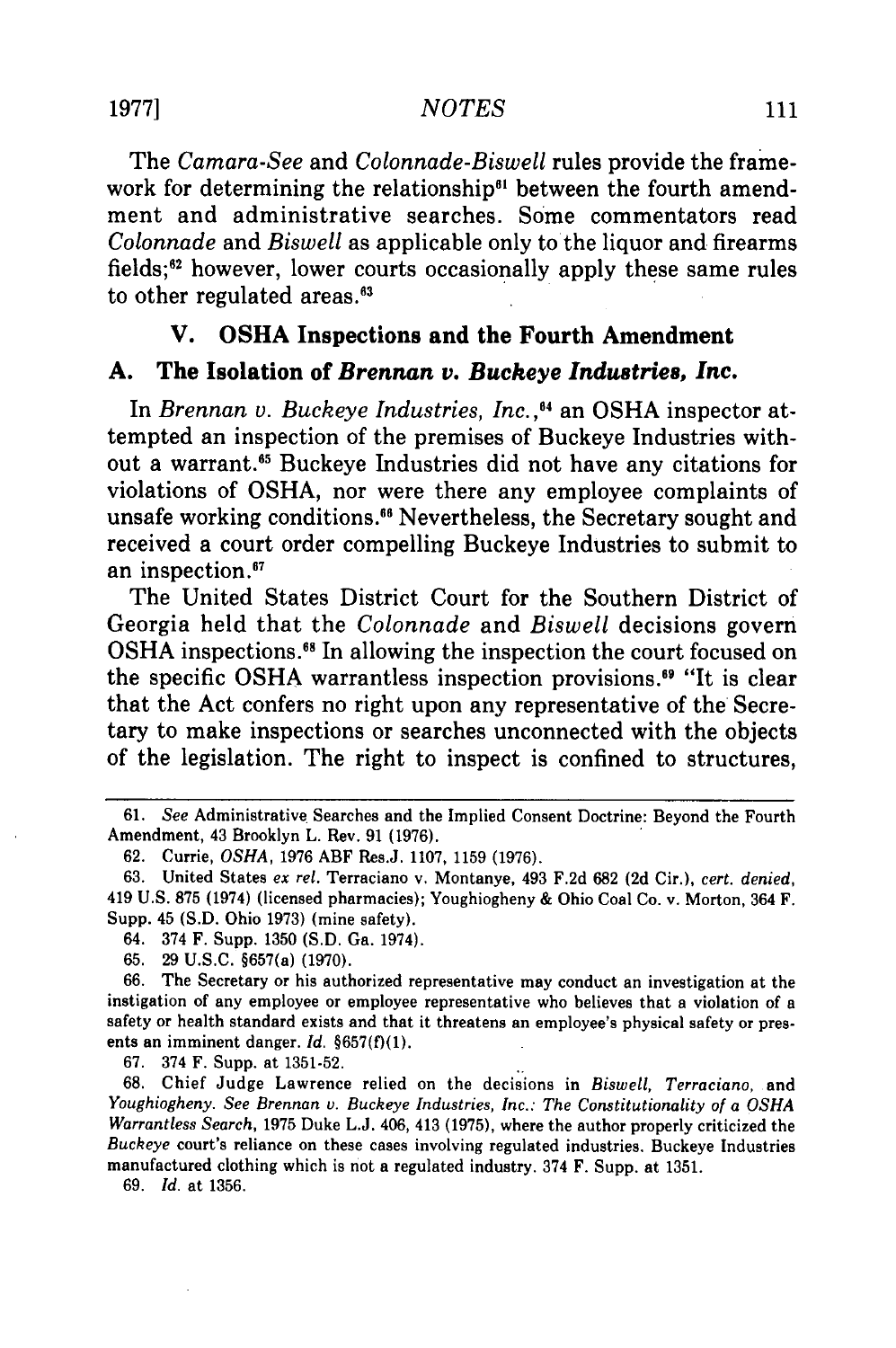The *Camara-See* and *Colonnade-Biswell* rules provide the framework for determining the relationship[61] between the fourth amendment and administrative searches. Some commentators read *Colonnade* and *Biswell* as applicable only to the liquor and firearms fields;[62] however, lower courts occasionally apply these same rules to other regulated areas.[63]

## V. OSHA Inspections and the Fourth Amendment

### A. The Isolation of *Brennan v. Buckeye Industries, Inc.*

In *Brennan v. Buckeye Industries, Inc.*,[64] an OSHA inspector attempted an inspection of the premises of Buckeye Industries without a warrant.[65] Buckeye Industries did not have any citations for violations of OSHA, nor were there any employee complaints of unsafe working conditions.[66] Nevertheless, the Secretary sought and received a court order compelling Buckeye Industries to submit to an inspection.[67]

The United States District Court for the Southern District of Georgia held that the *Colonnade* and *Biswell* decisions govern OSHA inspections.[68] In allowing the inspection the court focused on the specific OSHA warrantless inspection provisions.[69] "It is clear that the Act confers no right upon any representative of the Secretary to make inspections or searches unconnected with the objects of the legislation. The right to inspect is confined to structures,

---

61. *See* Administrative Searches and the Implied Consent Doctrine: Beyond the Fourth Amendment, 43 Brooklyn L. Rev. 91 (1976).

62. Currie, *OSHA*, 1976 ABF Res.J. 1107, 1159 (1976).

63. United States *ex rel.* Terraciano v. Montanye, 493 F.2d 682 (2d Cir.), *cert. denied*, 419 U.S. 875 (1974) (licensed pharmacies); Youghiogheny & Ohio Coal Co. v. Morton, 364 F. Supp. 45 (S.D. Ohio 1973) (mine safety).

64. 374 F. Supp. 1350 (S.D. Ga. 1974).

65. 29 U.S.C. §657(a) (1970).

66. The Secretary or his authorized representative may conduct an investigation at the instigation of any employee or employee representative who believes that a violation of a safety or health standard exists and that it threatens an employee's physical safety or presents an imminent danger. *Id.* §657(f)(1).

67. 374 F. Supp. at 1351-52.

68. Chief Judge Lawrence relied on the decisions in *Biswell, Terraciano,* and *Youghiogheny*. *See Brennan v. Buckeye Industries, Inc.: The Constitutionality of a OSHA Warrantless Search*, 1975 Duke L.J. 406, 413 (1975), where the author properly criticized the *Buckeye* court's reliance on these cases involving regulated industries. Buckeye Industries manufactured clothing which is not a regulated industry. 374 F. Supp. at 1351.

69. *Id.* at 1356.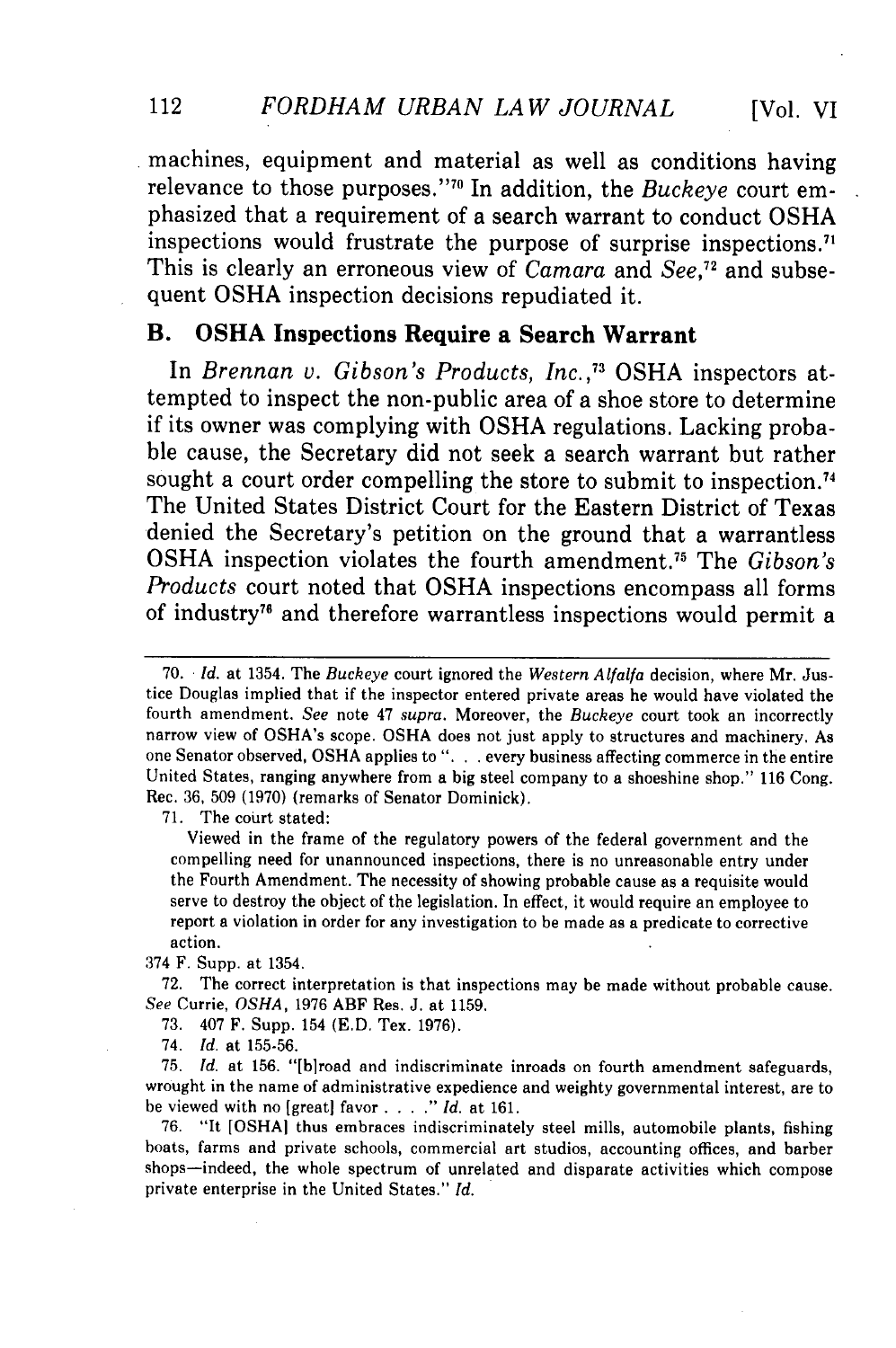machines, equipment and material as well as conditions having relevance to those purposes."[70] In addition, the *Buckeye* court emphasized that a requirement of a search warrant to conduct OSHA inspections would frustrate the purpose of surprise inspections.[71] This is clearly an erroneous view of *Camara* and *See*,[72] and subsequent OSHA inspection decisions repudiated it.

## B. OSHA Inspections Require a Search Warrant

In *Brennan v. Gibson's Products, Inc.*,[73] OSHA inspectors attempted to inspect the non-public area of a shoe store to determine if its owner was complying with OSHA regulations. Lacking probable cause, the Secretary did not seek a search warrant but rather sought a court order compelling the store to submit to inspection.[74] The United States District Court for the Eastern District of Texas denied the Secretary's petition on the ground that a warrantless OSHA inspection violates the fourth amendment.[75] The *Gibson's Products* court noted that OSHA inspections encompass all forms of industry[76] and therefore warrantless inspections would permit a

---

70. *Id.* at 1354. The *Buckeye* court ignored the *Western Alfalfa* decision, where Mr. Justice Douglas implied that if the inspector entered private areas he would have violated the fourth amendment. *See* note 47 *supra*. Moreover, the *Buckeye* court took an incorrectly narrow view of OSHA's scope. OSHA does not just apply to structures and machinery. As one Senator observed, OSHA applies to ". . . every business affecting commerce in the entire United States, ranging anywhere from a big steel company to a shoeshine shop." 116 Cong. Rec. 36, 509 (1970) (remarks of Senator Dominick).

71. The court stated:

> Viewed in the frame of the regulatory powers of the federal government and the compelling need for unannounced inspections, there is no unreasonable entry under the Fourth Amendment. The necessity of showing probable cause as a requisite would serve to destroy the object of the legislation. In effect, it would require an employee to report a violation in order for any investigation to be made as a predicate to corrective action.

374 F. Supp. at 1354.

72. The correct interpretation is that inspections may be made without probable cause. *See* Currie, *OSHA*, 1976 ABF Res. J. at 1159.

73. 407 F. Supp. 154 (E.D. Tex. 1976).

74. *Id.* at 155-56.

75. *Id.* at 156. "[b]road and indiscriminate inroads on fourth amendment safeguards, wrought in the name of administrative expedience and weighty governmental interest, are to be viewed with no [great] favor . . . ." *Id.* at 161.

76. "It [OSHA] thus embraces indiscriminately steel mills, automobile plants, fishing boats, farms and private schools, commercial art studios, accounting offices, and barber shops—indeed, the whole spectrum of unrelated and disparate activities which compose private enterprise in the United States." *Id.*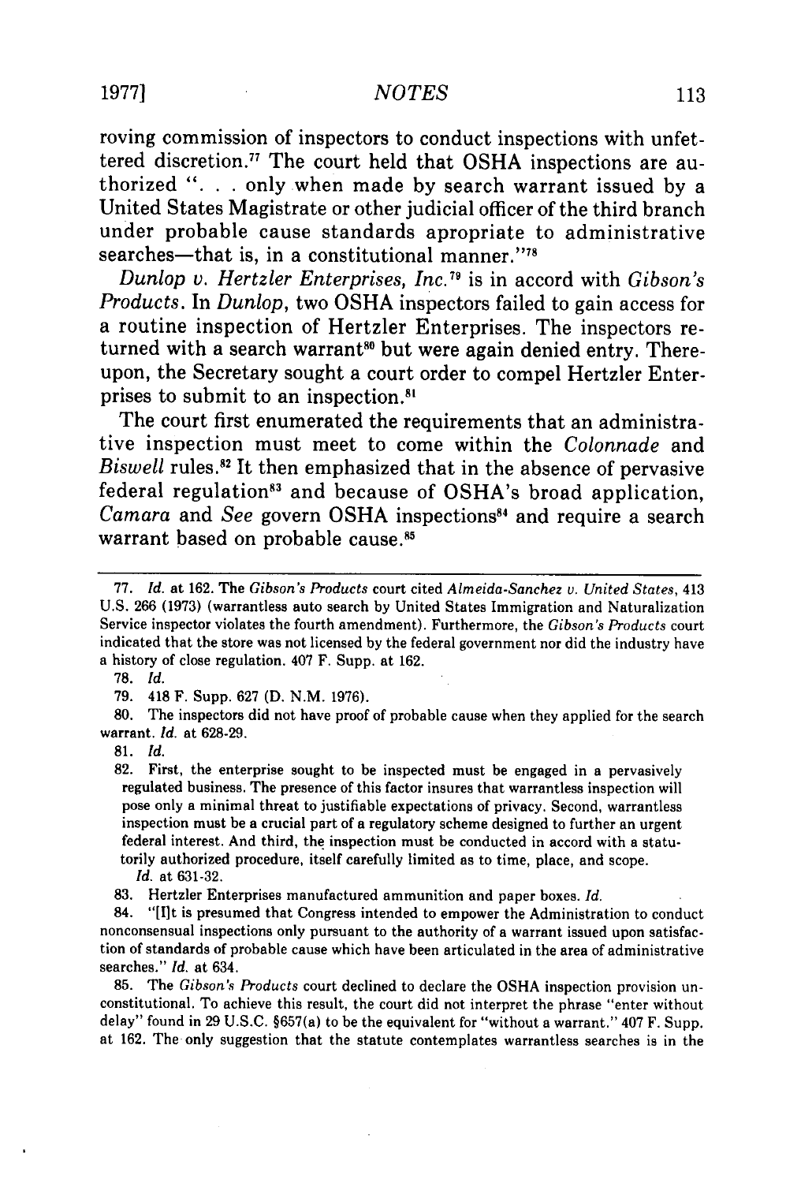roving commission of inspectors to conduct inspections with unfettered discretion.[77] The court held that OSHA inspections are authorized ". . . only when made by search warrant issued by a United States Magistrate or other judicial officer of the third branch under probable cause standards apropriate to administrative searches—that is, in a constitutional manner."[78]

*Dunlop v. Hertzler Enterprises, Inc.*[79] is in accord with *Gibson's Products*. In *Dunlop*, two OSHA inspectors failed to gain access for a routine inspection of Hertzler Enterprises. The inspectors returned with a search warrant[80] but were again denied entry. Thereupon, the Secretary sought a court order to compel Hertzler Enterprises to submit to an inspection.[81]

The court first enumerated the requirements that an administrative inspection must meet to come within the *Colonnade* and *Biswell* rules.[82] It then emphasized that in the absence of pervasive federal regulation[83] and because of OSHA's broad application, *Camara* and *See* govern OSHA inspections[84] and require a search warrant based on probable cause.[85]

---

77. *Id.* at 162. The *Gibson's Products* court cited *Almeida-Sanchez v. United States*, 413 U.S. 266 (1973) (warrantless auto search by United States Immigration and Naturalization Service inspector violates the fourth amendment). Furthermore, the *Gibson's Products* court indicated that the store was not licensed by the federal government nor did the industry have a history of close regulation. 407 F. Supp. at 162.

78. *Id.*

79. 418 F. Supp. 627 (D. N.M. 1976).

80. The inspectors did not have proof of probable cause when they applied for the search warrant. *Id.* at 628-29.

81. *Id.*

82. First, the enterprise sought to be inspected must be engaged in a pervasively regulated business. The presence of this factor insures that warrantless inspection will pose only a minimal threat to justifiable expectations of privacy. Second, warrantless inspection must be a crucial part of a regulatory scheme designed to further an urgent federal interest. And third, the inspection must be conducted in accord with a statutorily authorized procedure, itself carefully limited as to time, place, and scope.

*Id.* at 631-32.

83. Hertzler Enterprises manufactured ammunition and paper boxes. *Id.*

84. "[I]t is presumed that Congress intended to empower the Administration to conduct nonconsensual inspections only pursuant to the authority of a warrant issued upon satisfaction of standards of probable cause which have been articulated in the area of administrative searches." *Id.* at 634.

85. The *Gibson's Products* court declined to declare the OSHA inspection provision unconstitutional. To achieve this result, the court did not interpret the phrase "enter without delay" found in 29 U.S.C. §657(a) to be the equivalent for "without a warrant." 407 F. Supp. at 162. The only suggestion that the statute contemplates warrantless searches is in the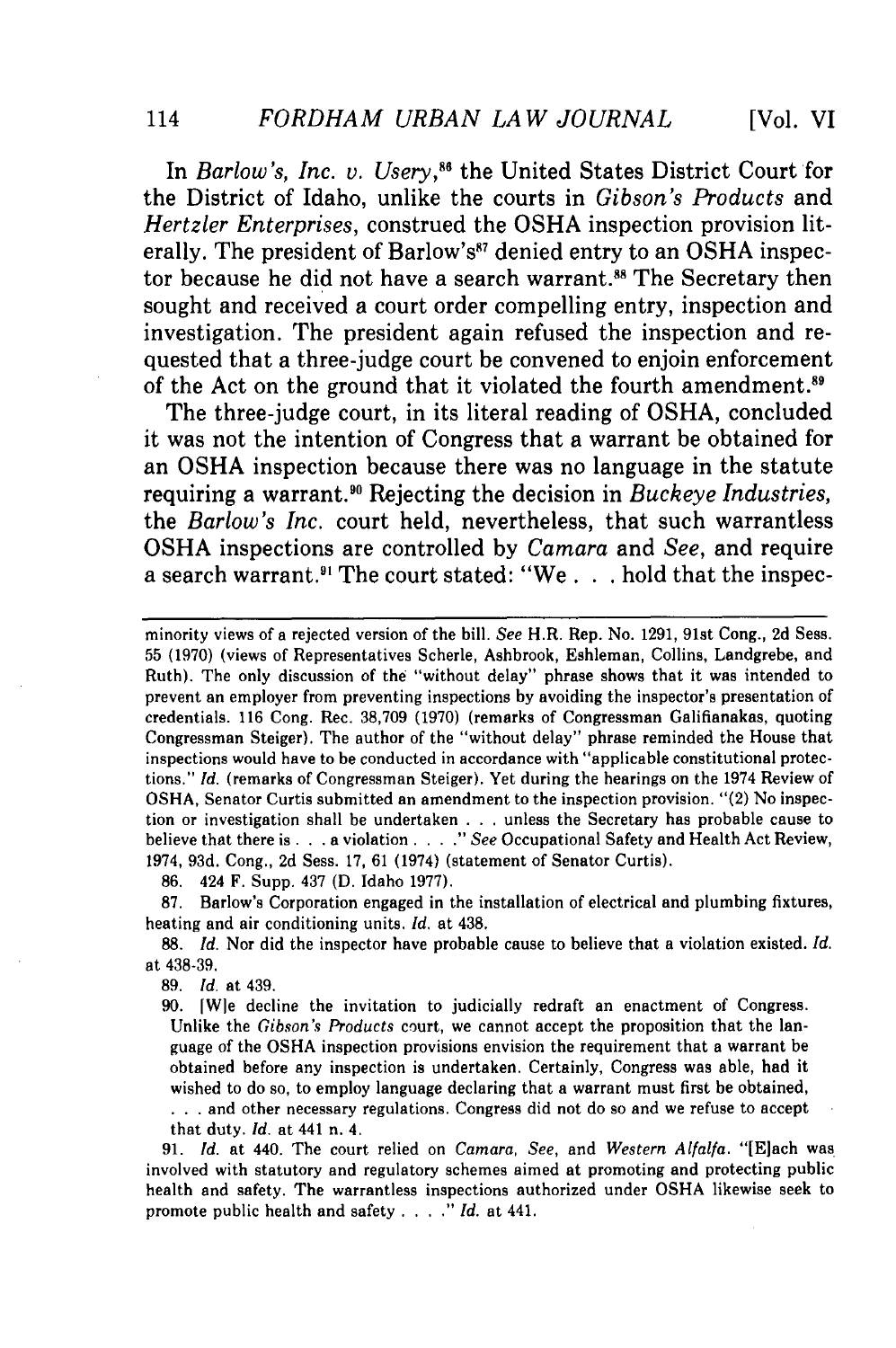In *Barlow's, Inc. v. Usery*,[86] the United States District Court for the District of Idaho, unlike the courts in *Gibson's Products* and *Hertzler Enterprises*, construed the OSHA inspection provision literally. The president of Barlow's[87] denied entry to an OSHA inspector because he did not have a search warrant.[88] The Secretary then sought and received a court order compelling entry, inspection and investigation. The president again refused the inspection and requested that a three-judge court be convened to enjoin enforcement of the Act on the ground that it violated the fourth amendment.[89]

The three-judge court, in its literal reading of OSHA, concluded it was not the intention of Congress that a warrant be obtained for an OSHA inspection because there was no language in the statute requiring a warrant.[90] Rejecting the decision in *Buckeye Industries*, the *Barlow's Inc.* court held, nevertheless, that such warrantless OSHA inspections are controlled by *Camara* and *See*, and require a search warrant.[91] The court stated: "We . . . hold that the inspec-

---

minority views of a rejected version of the bill. *See* H.R. Rep. No. 1291, 91st Cong., 2d Sess. 55 (1970) (views of Representatives Scherle, Ashbrook, Eshleman, Collins, Landgrebe, and Ruth). The only discussion of the "without delay" phrase shows that it was intended to prevent an employer from preventing inspections by avoiding the inspector's presentation of credentials. 116 Cong. Rec. 38,709 (1970) (remarks of Congressman Galifianakas, quoting Congressman Steiger). The author of the "without delay" phrase reminded the House that inspections would have to be conducted in accordance with "applicable constitutional protections." *Id.* (remarks of Congressman Steiger). Yet during the hearings on the 1974 Review of OSHA, Senator Curtis submitted an amendment to the inspection provision. "(2) No inspection or investigation shall be undertaken . . . unless the Secretary has probable cause to believe that there is . . . a violation . . . ." *See* Occupational Safety and Health Act Review, 1974, 93d. Cong., 2d Sess. 17, 61 (1974) (statement of Senator Curtis).

86. 424 F. Supp. 437 (D. Idaho 1977).

87. Barlow's Corporation engaged in the installation of electrical and plumbing fixtures, heating and air conditioning units. *Id.* at 438.

88. *Id.* Nor did the inspector have probable cause to believe that a violation existed. *Id.* at 438-39.

89. *Id.* at 439.

90. [W]e decline the invitation to judicially redraft an enactment of Congress. Unlike the *Gibson's Products* court, we cannot accept the proposition that the language of the OSHA inspection provisions envision the requirement that a warrant be obtained before any inspection is undertaken. Certainly, Congress was able, had it wished to do so, to employ language declaring that a warrant must first be obtained, . . . and other necessary regulations. Congress did not do so and we refuse to accept that duty. *Id.* at 441 n. 4.

91. *Id.* at 440. The court relied on *Camara*, *See*, and *Western Alfalfa*. "[E]ach was involved with statutory and regulatory schemes aimed at promoting and protecting public health and safety. The warrantless inspections authorized under OSHA likewise seek to promote public health and safety . . . ." *Id.* at 441.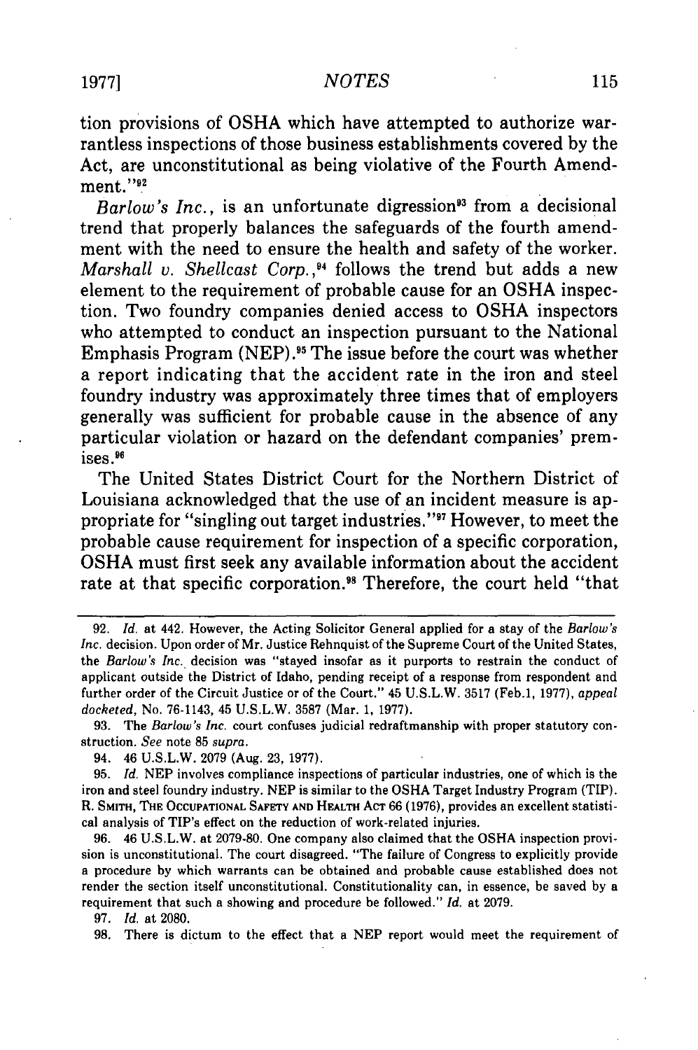tion provisions of OSHA which have attempted to authorize warrantless inspections of those business establishments covered by the Act, are unconstitutional as being violative of the Fourth Amendment."[92]

*Barlow's Inc.*, is an unfortunate digression[93] from a decisional trend that properly balances the safeguards of the fourth amendment with the need to ensure the health and safety of the worker. *Marshall v. Shellcast Corp.*,[94] follows the trend but adds a new element to the requirement of probable cause for an OSHA inspection. Two foundry companies denied access to OSHA inspectors who attempted to conduct an inspection pursuant to the National Emphasis Program (NEP).[95] The issue before the court was whether a report indicating that the accident rate in the iron and steel foundry industry was approximately three times that of employers generally was sufficient for probable cause in the absence of any particular violation or hazard on the defendant companies' premises.[96]

The United States District Court for the Northern District of Louisiana acknowledged that the use of an incident measure is appropriate for "singling out target industries."[97] However, to meet the probable cause requirement for inspection of a specific corporation, OSHA must first seek any available information about the accident rate at that specific corporation.[98] Therefore, the court held "that

---

92. *Id.* at 442. However, the Acting Solicitor General applied for a stay of the *Barlow's Inc.* decision. Upon order of Mr. Justice Rehnquist of the Supreme Court of the United States, the *Barlow's Inc.* decision was "stayed insofar as it purports to restrain the conduct of applicant outside the District of Idaho, pending receipt of a response from respondent and further order of the Circuit Justice or of the Court." 45 U.S.L.W. 3517 (Feb.1, 1977), *appeal docketed*, No. 76-1143, 45 U.S.L.W. 3587 (Mar. 1, 1977).

93. The *Barlow's Inc.* court confuses judicial redraftmanship with proper statutory construction. *See* note 85 *supra*.

94. 46 U.S.L.W. 2079 (Aug. 23, 1977).

95. *Id.* NEP involves compliance inspections of particular industries, one of which is the iron and steel foundry industry. NEP is similar to the OSHA Target Industry Program (TIP). R. SMITH, THE OCCUPATIONAL SAFETY AND HEALTH ACT 66 (1976), provides an excellent statistical analysis of TIP's effect on the reduction of work-related injuries.

96. 46 U.S.L.W. at 2079-80. One company also claimed that the OSHA inspection provision is unconstitutional. The court disagreed. "The failure of Congress to explicitly provide a procedure by which warrants can be obtained and probable cause established does not render the section itself unconstitutional. Constitutionality can, in essence, be saved by a requirement that such a showing and procedure be followed." *Id.* at 2079.

97. *Id.* at 2080.

98. There is dictum to the effect that a NEP report would meet the requirement of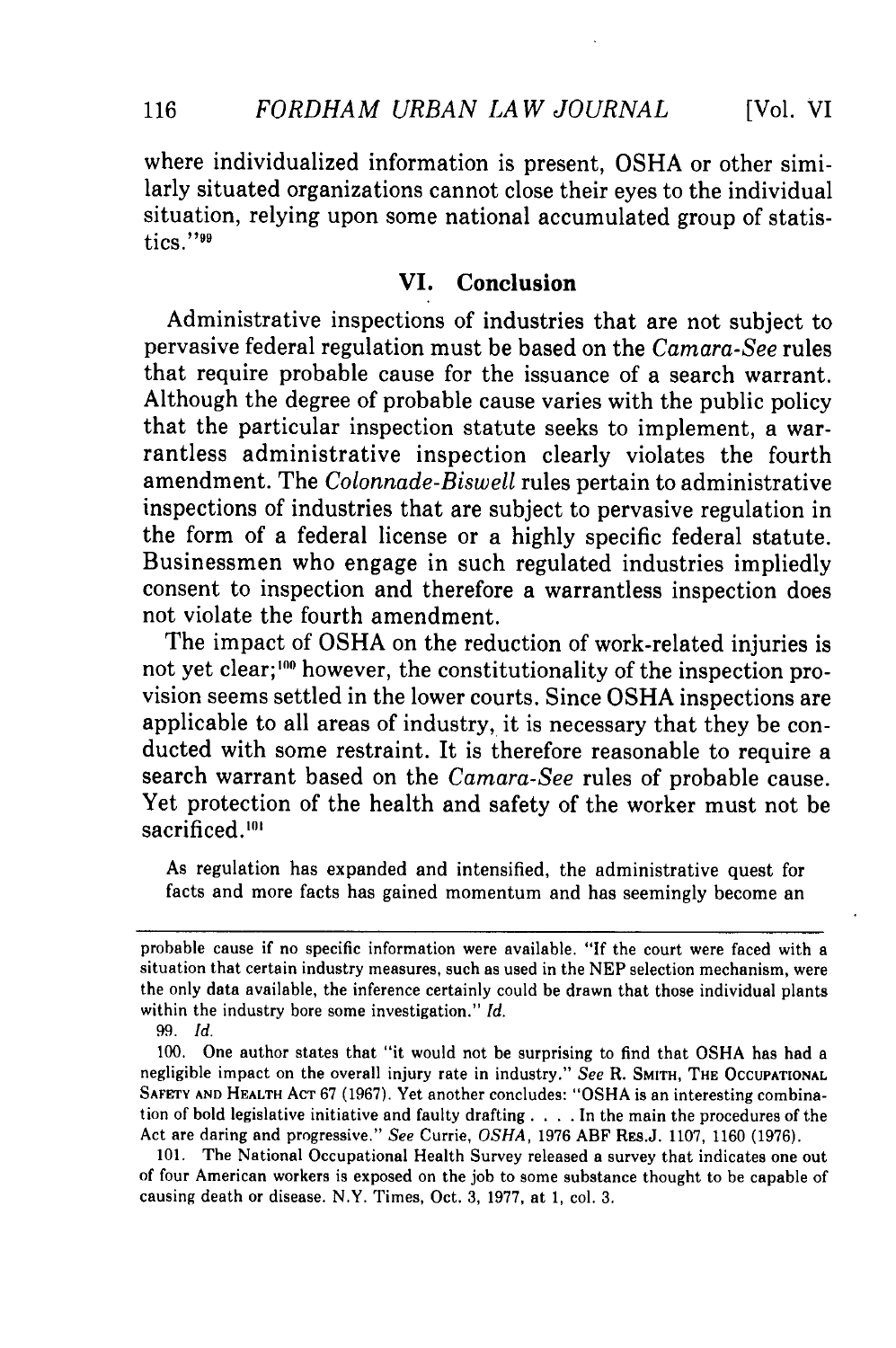where individualized information is present, OSHA or other similarly situated organizations cannot close their eyes to the individual situation, relying upon some national accumulated group of statistics."[99]

## VI. Conclusion

Administrative inspections of industries that are not subject to pervasive federal regulation must be based on the *Camara-See* rules that require probable cause for the issuance of a search warrant. Although the degree of probable cause varies with the public policy that the particular inspection statute seeks to implement, a warrantless administrative inspection clearly violates the fourth amendment. The *Colonnade-Biswell* rules pertain to administrative inspections of industries that are subject to pervasive regulation in the form of a federal license or a highly specific federal statute. Businessmen who engage in such regulated industries impliedly consent to inspection and therefore a warrantless inspection does not violate the fourth amendment.

The impact of OSHA on the reduction of work-related injuries is not yet clear;[100] however, the constitutionality of the inspection provision seems settled in the lower courts. Since OSHA inspections are applicable to all areas of industry, it is necessary that they be conducted with some restraint. It is therefore reasonable to require a search warrant based on the *Camara-See* rules of probable cause. Yet protection of the health and safety of the worker must not be sacrificed.[101]

> As regulation has expanded and intensified, the administrative quest for facts and more facts has gained momentum and has seemingly become an

---

probable cause if no specific information were available. "If the court were faced with a situation that certain industry measures, such as used in the NEP selection mechanism, were the only data available, the inference certainly could be drawn that those individual plants within the industry bore some investigation." *Id.*

99. *Id.*

100. One author states that "it would not be surprising to find that OSHA has had a negligible impact on the overall injury rate in industry." *See* R. SMITH, THE OCCUPATIONAL SAFETY AND HEALTH ACT 67 (1967). Yet another concludes: "OSHA is an interesting combination of bold legislative initiative and faulty drafting . . . . In the main the procedures of the Act are daring and progressive." *See* Currie, *OSHA*, 1976 ABF RES.J. 1107, 1160 (1976).

101. The National Occupational Health Survey released a survey that indicates one out of four American workers is exposed on the job to some substance thought to be capable of causing death or disease. N.Y. Times, Oct. 3, 1977, at 1, col. 3.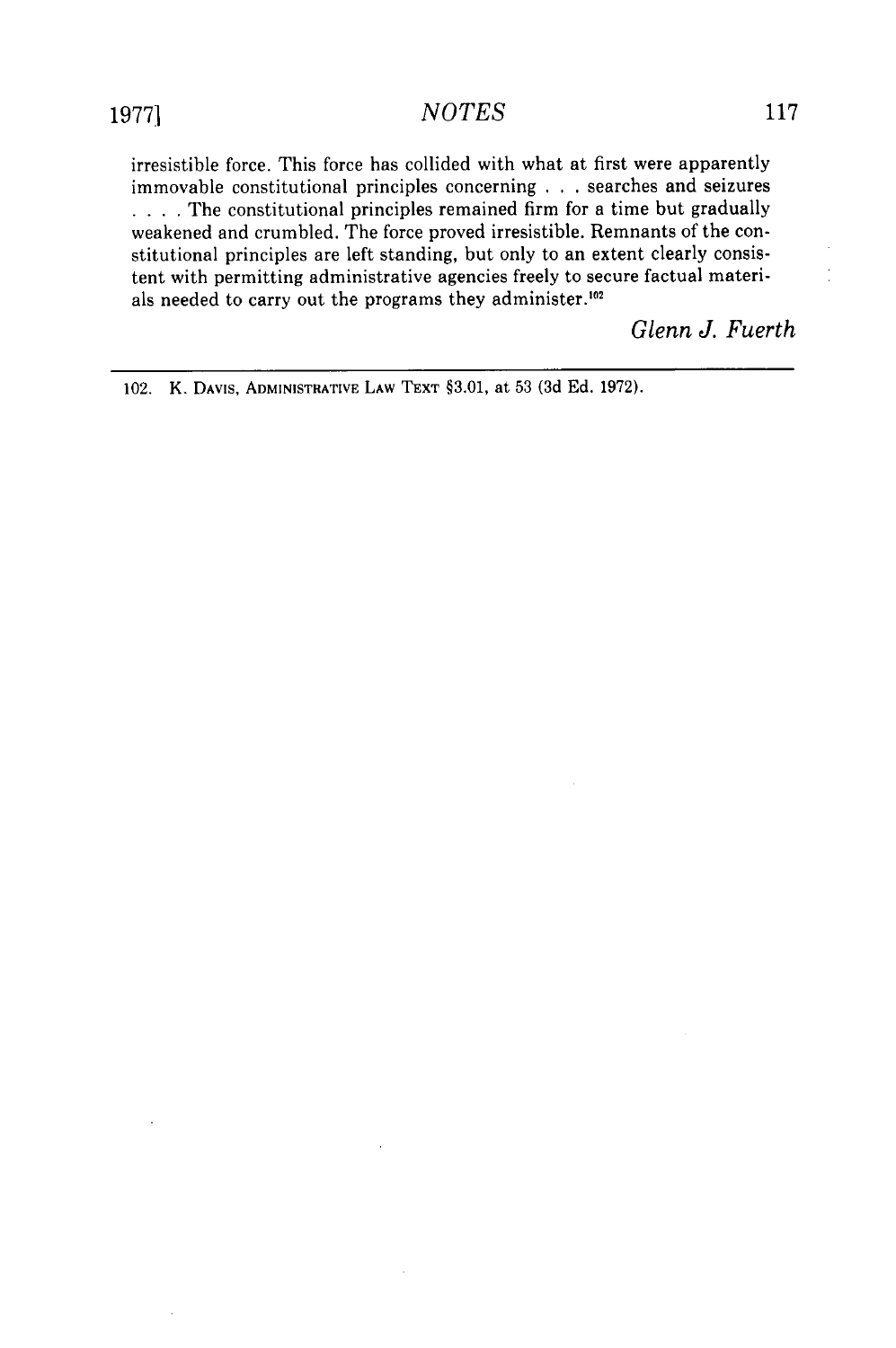irresistible force. This force has collided with what at first were apparently immovable constitutional principles concerning . . . searches and seizures . . . . The constitutional principles remained firm for a time but gradually weakened and crumbled. The force proved irresistible. Remnants of the constitutional principles are left standing, but only to an extent clearly consistent with permitting administrative agencies freely to secure factual materials needed to carry out the programs they administer.[102]

*Glenn J. Fuerth*

---

102. K. Davis, Administrative Law Text §3.01, at 53 (3d Ed. 1972).